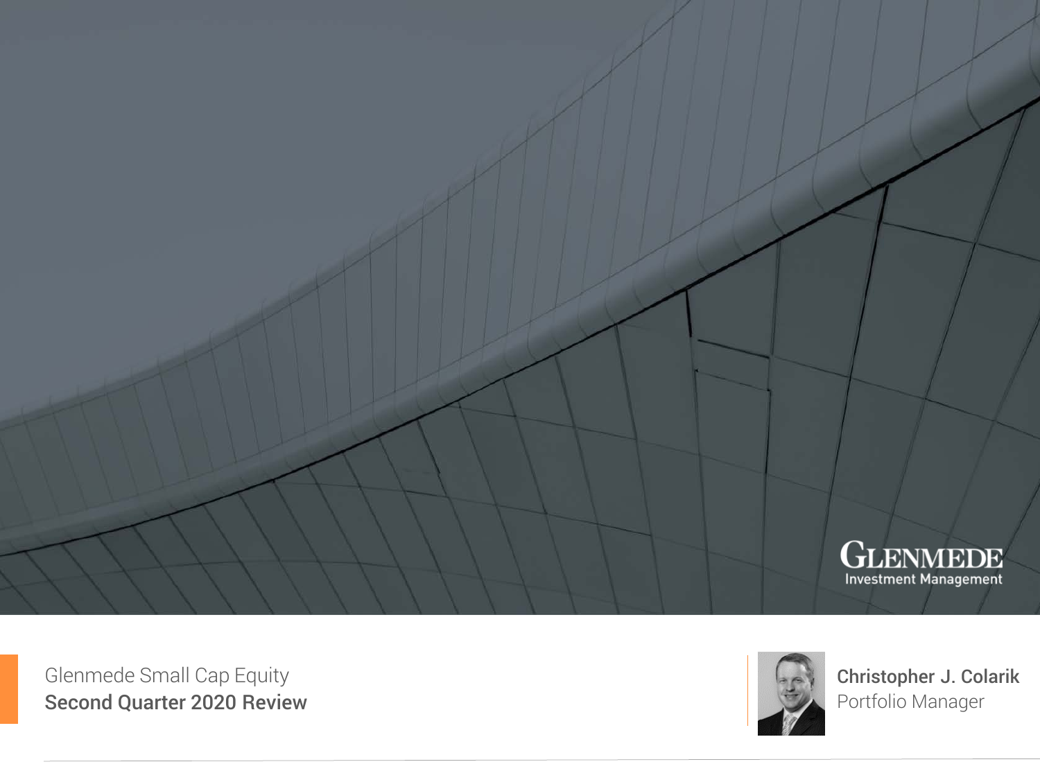GLENMEDE
Investment Management

Glenmede Small Cap Equity
**Second Quarter 2020 Review**

**Christopher J. Colarik**
Portfolio Manager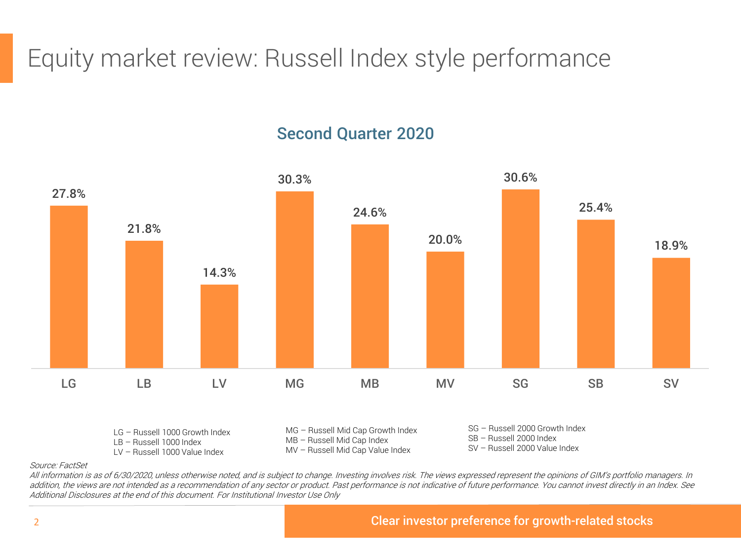# Equity market review: Russell Index style performance

## Second Quarter 2020

| LG | LB | LV | MG | MB | MV | SG | SB | SV |
|---|---|---|---|---|---|---|---|---|
| 27.8% | 21.8% | 14.3% | 30.3% | 24.6% | 20.0% | 30.6% | 25.4% | 18.9% |

LG – Russell 1000 Growth Index
LB – Russell 1000 Index
LV – Russell 1000 Value Index

MG – Russell Mid Cap Growth Index
MB – Russell Mid Cap Index
MV – Russell Mid Cap Value Index

SG – Russell 2000 Growth Index
SB – Russell 2000 Index
SV – Russell 2000 Value Index

*Source: FactSet*

*All information is as of 6/30/2020, unless otherwise noted, and is subject to change. Investing involves risk. The views expressed represent the opinions of GIM's portfolio managers. In addition, the views are not intended as a recommendation of any sector or product. Past performance is not indicative of future performance. You cannot invest directly in an Index. See Additional Disclosures at the end of this document. For Institutional Investor Use Only*

**Clear investor preference for growth-related stocks**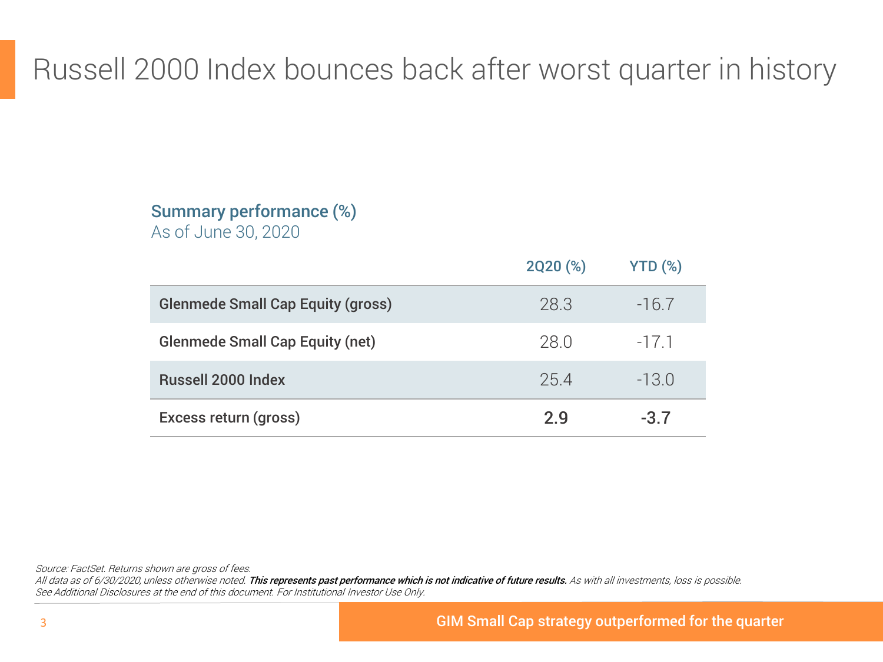# Russell 2000 Index bounces back after worst quarter in history

## Summary performance (%)

As of June 30, 2020

| | 2Q20 (%) | YTD (%) |
|---|---|---|
| Glenmede Small Cap Equity (gross) | 28.3 | -16.7 |
| Glenmede Small Cap Equity (net) | 28.0 | -17.1 |
| Russell 2000 Index | 25.4 | -13.0 |
| Excess return (gross) | **2.9** | **-3.7** |

*Source: FactSet. Returns shown are gross of fees.*
*All data as of 6/30/2020, unless otherwise noted.* ***This represents past performance which is not indicative of future results.*** *As with all investments, loss is possible.*
*See Additional Disclosures at the end of this document. For Institutional Investor Use Only.*

**GIM Small Cap strategy outperformed for the quarter**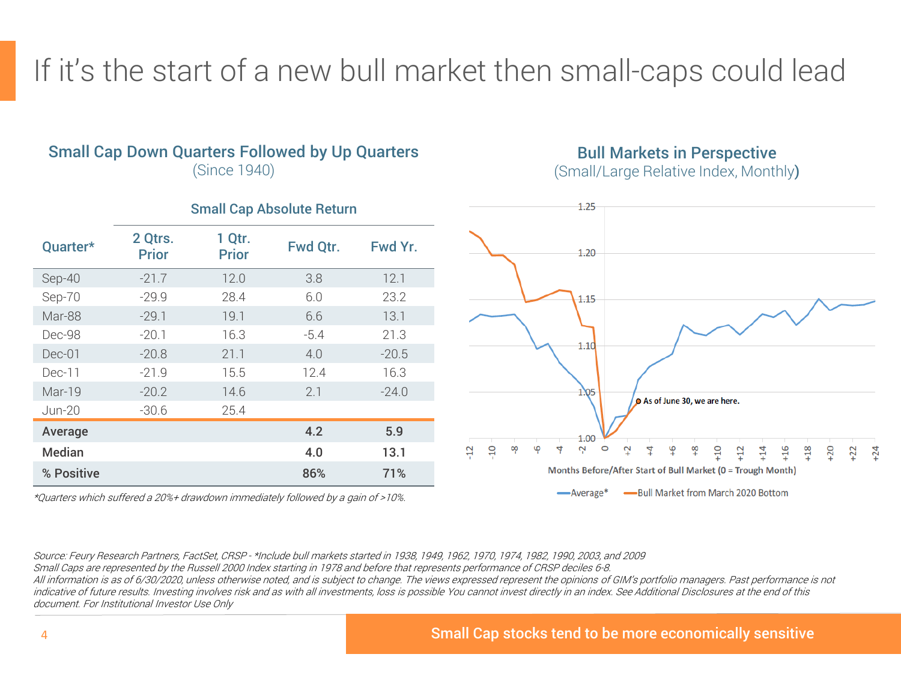# If it's the start of a new bull market then small-caps could lead

## Small Cap Down Quarters Followed by Up Quarters

(Since 1940)

| Quarter* | Small Cap Absolute Return | | | |
|---|---|---|---|---|
| | 2 Qtrs. Prior | 1 Qtr. Prior | Fwd Qtr. | Fwd Yr. |
| Sep-40 | -21.7 | 12.0 | 3.8 | 12.1 |
| Sep-70 | -29.9 | 28.4 | 6.0 | 23.2 |
| Mar-88 | -29.1 | 19.1 | 6.6 | 13.1 |
| Dec-98 | -20.1 | 16.3 | -5.4 | 21.3 |
| Dec-01 | -20.8 | 21.1 | 4.0 | -20.5 |
| Dec-11 | -21.9 | 15.5 | 12.4 | 16.3 |
| Mar-19 | -20.2 | 14.6 | 2.1 | -24.0 |
| Jun-20 | -30.6 | 25.4 | | |
| **Average** | | | **4.2** | **5.9** |
| **Median** | | | **4.0** | **13.1** |
| **% Positive** | | | **86%** | **71%** |

*Quarters which suffered a 20%+ drawdown immediately followed by a gain of >10%.*

## Bull Markets in Perspective

(Small/Large Relative Index, Monthly)

Months Before/After Start of Bull Market (0 = Trough Month)

As of June 30, we are here.

Average* — Bull Market from March 2020 Bottom

*Source: Feury Research Partners, FactSet, CRSP - *Include bull markets started in 1938, 1949, 1962, 1970, 1974, 1982, 1990, 2003, and 2009*
*Small Caps are represented by the Russell 2000 Index starting in 1978 and before that represents performance of CRSP deciles 6-8.*
*All information is as of 6/30/2020, unless otherwise noted, and is subject to change. The views expressed represent the opinions of GIM's portfolio managers. Past performance is not indicative of future results. Investing involves risk and as with all investments, loss is possible You cannot invest directly in an index. See Additional Disclosures at the end of this document. For Institutional Investor Use Only*

**Small Cap stocks tend to be more economically sensitive**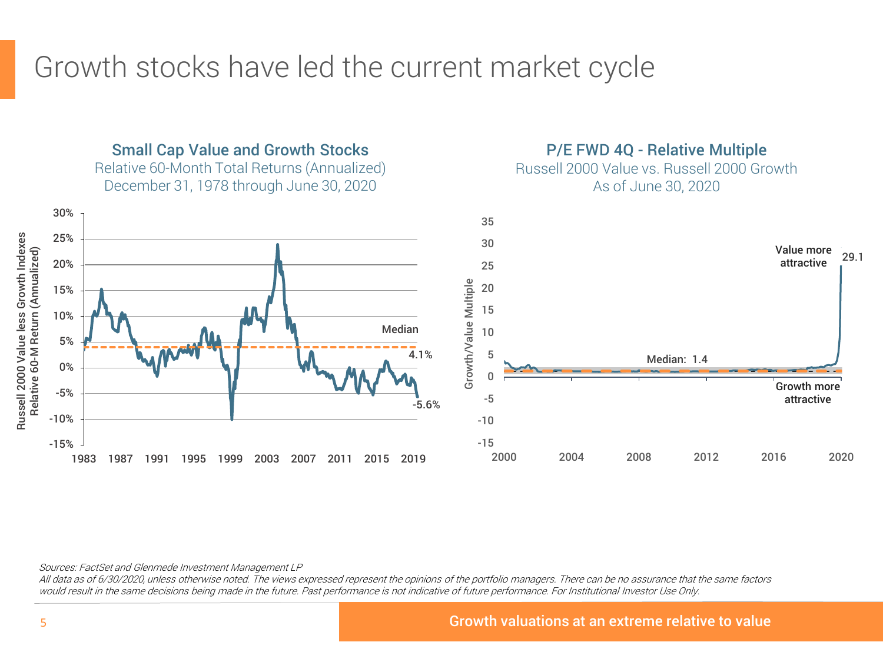# Growth stocks have led the current market cycle

## Small Cap Value and Growth Stocks

Relative 60-Month Total Returns (Annualized)
December 31, 1978 through June 30, 2020

Russell 2000 Value less Growth Indexes Relative 60-M Return (Annualized)

Median 4.1%

-5.6%

## P/E FWD 4Q - Relative Multiple

Russell 2000 Value vs. Russell 2000 Growth
As of June 30, 2020

Growth/Value Multiple

Value more attractive

29.1

Median: 1.4

Growth more attractive

*Sources: FactSet and Glenmede Investment Management LP*
*All data as of 6/30/2020, unless otherwise noted. The views expressed represent the opinions of the portfolio managers. There can be no assurance that the same factors would result in the same decisions being made in the future. Past performance is not indicative of future performance. For Institutional Investor Use Only.*

**Growth valuations at an extreme relative to value**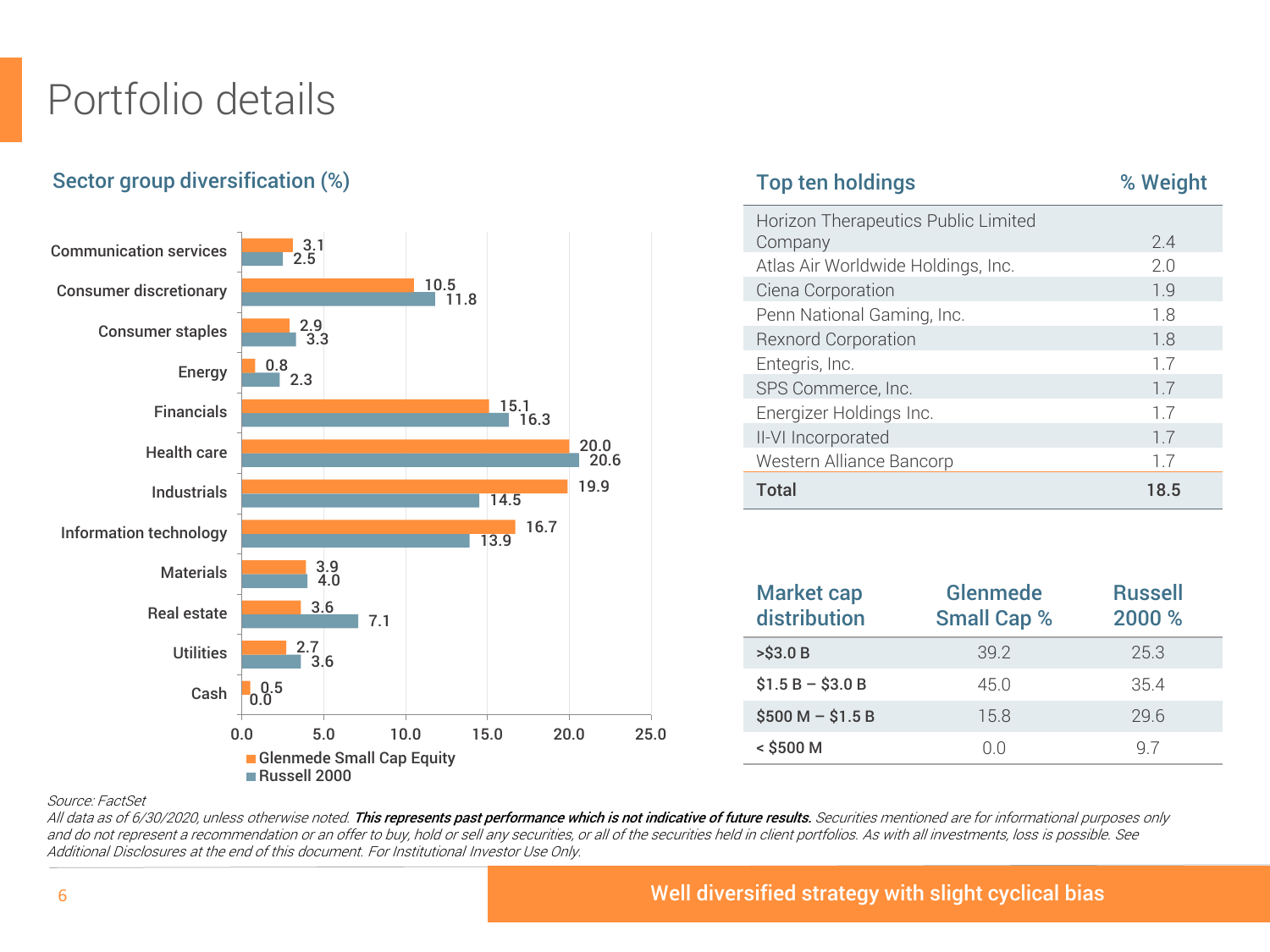# Portfolio details

## Sector group diversification (%)

| Sector | Glenmede Small Cap Equity | Russell 2000 |
|---|---|---|
| Communication services | 3.1 | 2.5 |
| Consumer discretionary | 10.5 | 11.8 |
| Consumer staples | 2.9 | 3.3 |
| Energy | 0.8 | 2.3 |
| Financials | 15.1 | 16.3 |
| Health care | 20.0 | 20.6 |
| Industrials | 19.9 | 14.5 |
| Information technology | 16.7 | 13.9 |
| Materials | 3.9 | 4.0 |
| Real estate | 3.6 | 7.1 |
| Utilities | 2.7 | 3.6 |
| Cash | 0.5 | 0.0 |

| Top ten holdings | % Weight |
|---|---|
| Horizon Therapeutics Public Limited Company | 2.4 |
| Atlas Air Worldwide Holdings, Inc. | 2.0 |
| Ciena Corporation | 1.9 |
| Penn National Gaming, Inc. | 1.8 |
| Rexnord Corporation | 1.8 |
| Entegris, Inc. | 1.7 |
| SPS Commerce, Inc. | 1.7 |
| Energizer Holdings Inc. | 1.7 |
| II-VI Incorporated | 1.7 |
| Western Alliance Bancorp | 1.7 |
| **Total** | **18.5** |

| Market cap distribution | Glenmede Small Cap % | Russell 2000 % |
|---|---|---|
| >$3.0 B | 39.2 | 25.3 |
| $1.5 B – $3.0 B | 45.0 | 35.4 |
| $500 M – $1.5 B | 15.8 | 29.6 |
| < $500 M | 0.0 | 9.7 |

*Source: FactSet*

*All data as of 6/30/2020, unless otherwise noted.* ***This represents past performance which is not indicative of future results.*** *Securities mentioned are for informational purposes only and do not represent a recommendation or an offer to buy, hold or sell any securities, or all of the securities held in client portfolios. As with all investments, loss is possible. See Additional Disclosures at the end of this document. For Institutional Investor Use Only.*

**Well diversified strategy with slight cyclical bias**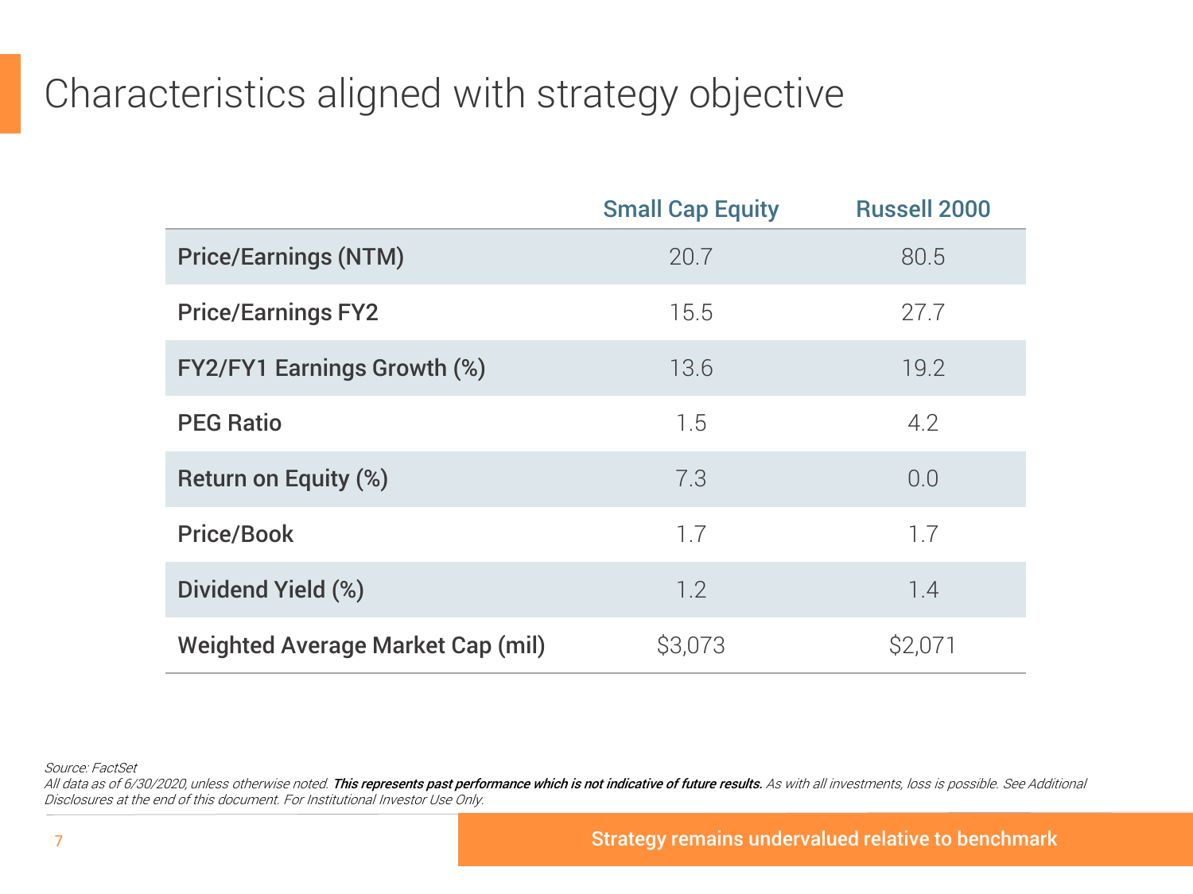# Characteristics aligned with strategy objective

| | Small Cap Equity | Russell 2000 |
|---|---|---|
| **Price/Earnings (NTM)** | 20.7 | 80.5 |
| **Price/Earnings FY2** | 15.5 | 27.7 |
| **FY2/FY1 Earnings Growth (%)** | 13.6 | 19.2 |
| **PEG Ratio** | 1.5 | 4.2 |
| **Return on Equity (%)** | 7.3 | 0.0 |
| **Price/Book** | 1.7 | 1.7 |
| **Dividend Yield (%)** | 1.2 | 1.4 |
| **Weighted Average Market Cap (mil)** | $3,073 | $2,071 |

*Source: FactSet*

*All data as of 6/30/2020, unless otherwise noted.* ***This represents past performance which is not indicative of future results.*** *As with all investments, loss is possible. See Additional Disclosures at the end of this document. For Institutional Investor Use Only.*

**Strategy remains undervalued relative to benchmark**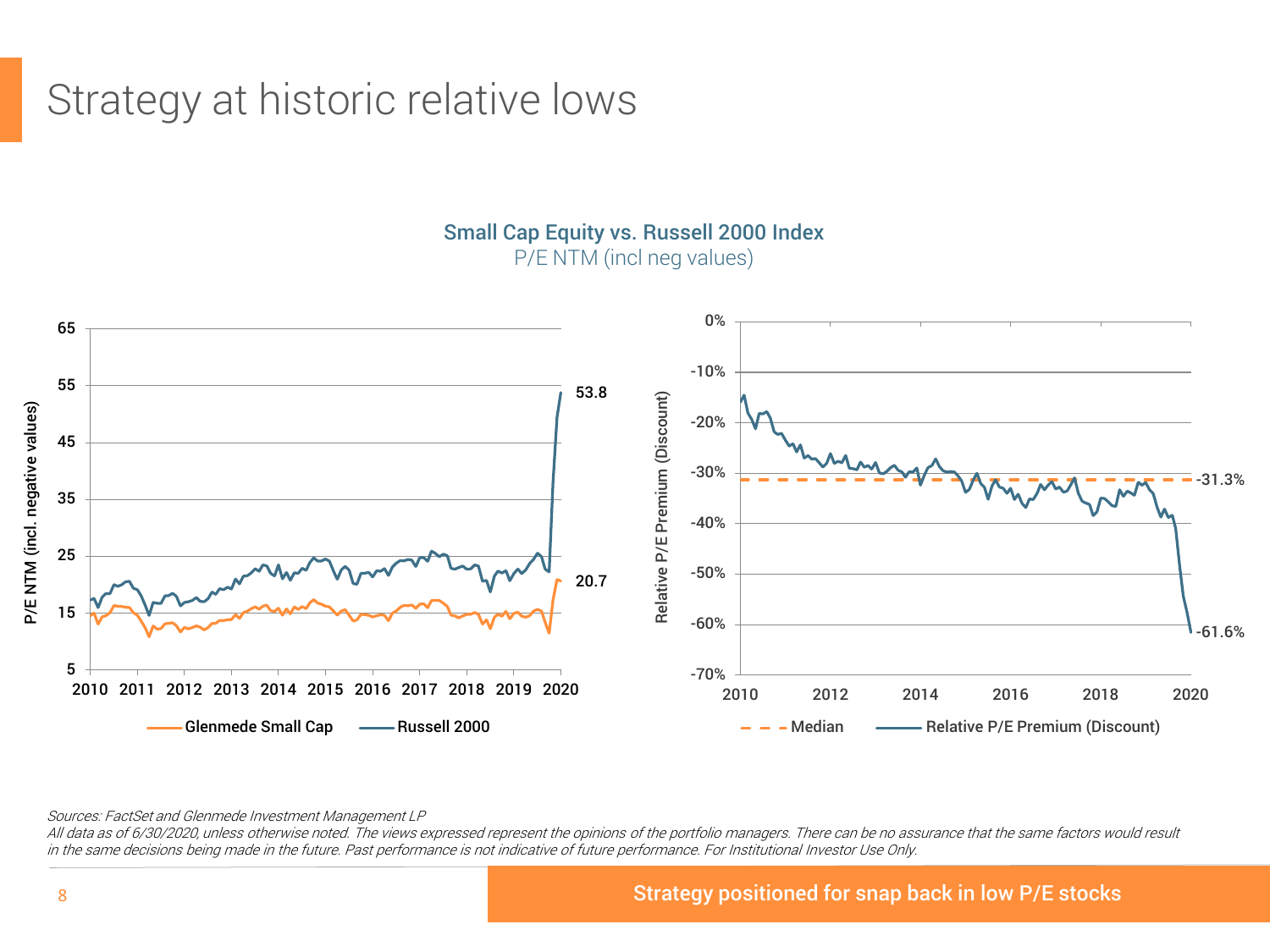# Strategy at historic relative lows

**Small Cap Equity vs. Russell 2000 Index**

P/E NTM (incl neg values)

Sources: FactSet and Glenmede Investment Management LP

*All data as of 6/30/2020, unless otherwise noted. The views expressed represent the opinions of the portfolio managers. There can be no assurance that the same factors would result in the same decisions being made in the future. Past performance is not indicative of future performance. For Institutional Investor Use Only.*

**Strategy positioned for snap back in low P/E stocks**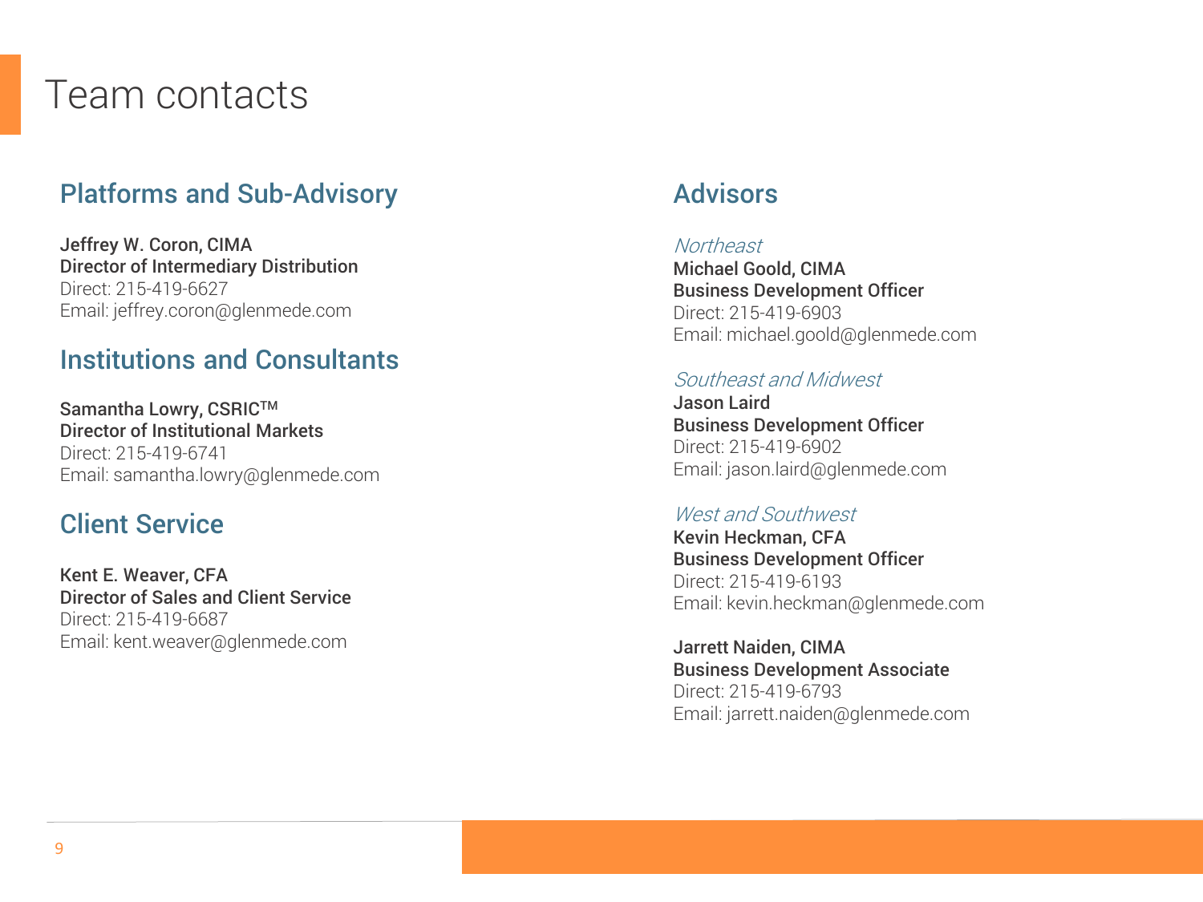# Team contacts

## Platforms and Sub-Advisory

**Jeffrey W. Coron, CIMA**
**Director of Intermediary Distribution**
Direct: 215-419-6627
Email: jeffrey.coron@glenmede.com

## Institutions and Consultants

**Samantha Lowry, CSRIC™**
**Director of Institutional Markets**
Direct: 215-419-6741
Email: samantha.lowry@glenmede.com

## Client Service

**Kent E. Weaver, CFA**
**Director of Sales and Client Service**
Direct: 215-419-6687
Email: kent.weaver@glenmede.com

## Advisors

*Northeast*
**Michael Goold, CIMA**
**Business Development Officer**
Direct: 215-419-6903
Email: michael.goold@glenmede.com

*Southeast and Midwest*
**Jason Laird**
**Business Development Officer**
Direct: 215-419-6902
Email: jason.laird@glenmede.com

*West and Southwest*
**Kevin Heckman, CFA**
**Business Development Officer**
Direct: 215-419-6193
Email: kevin.heckman@glenmede.com

**Jarrett Naiden, CIMA**
**Business Development Associate**
Direct: 215-419-6793
Email: jarrett.naiden@glenmede.com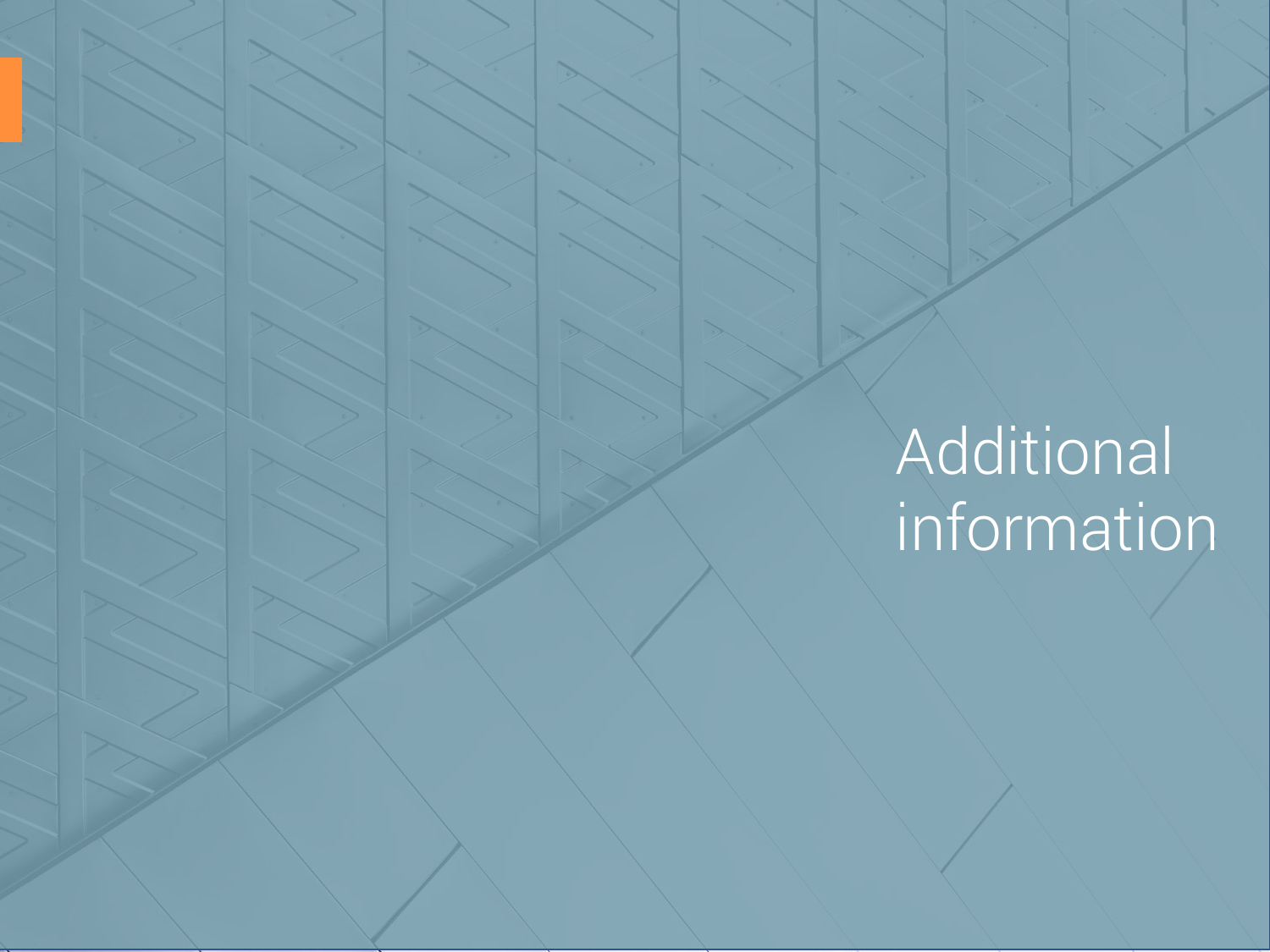# Additional information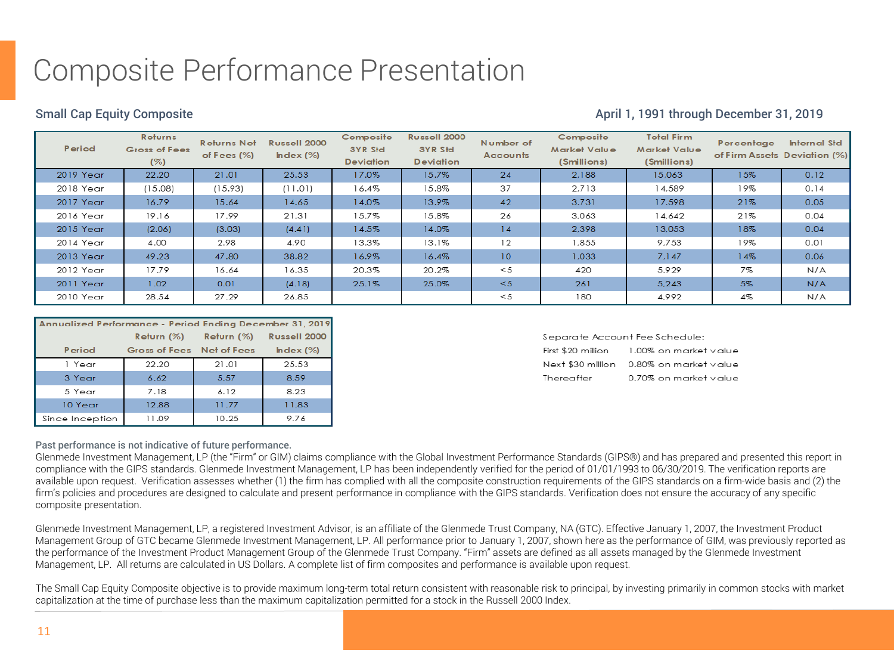# Composite Performance Presentation

## Small Cap Equity Composite

April 1, 1991 through December 31, 2019

| Period | Returns Gross of Fees (%) | Returns Net of Fees (%) | Russell 2000 Index (%) | Composite 3YR Std Deviation | Russell 2000 3YR Std Deviation | Number of Accounts | Composite Market Value ($millions) | Total Firm Market Value ($millions) | Percentage of Firm Assets | Internal Std Deviation (%) |
|---|---|---|---|---|---|---|---|---|---|---|
| 2019 Year | 22.20 | 21.01 | 25.53 | 17.0% | 15.7% | 24 | 2,188 | 15,063 | 15% | 0.12 |
| 2018 Year | (15.08) | (15.93) | (11.01) | 16.4% | 15.8% | 37 | 2,713 | 14,589 | 19% | 0.14 |
| 2017 Year | 16.79 | 15.64 | 14.65 | 14.0% | 13.9% | 42 | 3,731 | 17,598 | 21% | 0.05 |
| 2016 Year | 19.16 | 17.99 | 21.31 | 15.7% | 15.8% | 26 | 3,063 | 14,642 | 21% | 0.04 |
| 2015 Year | (2.06) | (3.03) | (4.41) | 14.5% | 14.0% | 14 | 2,398 | 13,053 | 18% | 0.04 |
| 2014 Year | 4.00 | 2.98 | 4.90 | 13.3% | 13.1% | 12 | 1,855 | 9,753 | 19% | 0.01 |
| 2013 Year | 49.23 | 47.80 | 38.82 | 16.9% | 16.4% | 10 | 1,033 | 7,147 | 14% | 0.06 |
| 2012 Year | 17.79 | 16.64 | 16.35 | 20.3% | 20.2% | <5 | 420 | 5,929 | 7% | N/A |
| 2011 Year | 1.02 | 0.01 | (4.18) | 25.1% | 25.0% | <5 | 261 | 5,243 | 5% | N/A |
| 2010 Year | 28.54 | 27.29 | 26.85 | | | <5 | 180 | 4,992 | 4% | N/A |

| Annualized Performance - Period Ending December 31, 2019 | | | |
|---|---|---|---|
| Period | Return (%) Gross of Fees | Return (%) Net of Fees | Russell 2000 Index (%) |
| 1 Year | 22.20 | 21.01 | 25.53 |
| 3 Year | 6.62 | 5.57 | 8.59 |
| 5 Year | 7.18 | 6.12 | 8.23 |
| 10 Year | 12.88 | 11.77 | 11.83 |
| Since Inception | 11.09 | 10.25 | 9.76 |

Separate Account Fee Schedule:

| | |
|---|---|
| First $20 million | 1.00% on market value |
| Next $30 million | 0.80% on market value |
| Thereafter | 0.70% on market value |

**Past performance is not indicative of future performance.**

Glenmede Investment Management, LP (the "Firm" or GIM) claims compliance with the Global Investment Performance Standards (GIPS®) and has prepared and presented this report in compliance with the GIPS standards. Glenmede Investment Management, LP has been independently verified for the period of 01/01/1993 to 06/30/2019. The verification reports are available upon request. Verification assesses whether (1) the firm has complied with all the composite construction requirements of the GIPS standards on a firm-wide basis and (2) the firm's policies and procedures are designed to calculate and present performance in compliance with the GIPS standards. Verification does not ensure the accuracy of any specific composite presentation.

Glenmede Investment Management, LP, a registered Investment Advisor, is an affiliate of the Glenmede Trust Company, NA (GTC). Effective January 1, 2007, the Investment Product Management Group of GTC became Glenmede Investment Management, LP. All performance prior to January 1, 2007, shown here as the performance of GIM, was previously reported as the performance of the Investment Product Management Group of the Glenmede Trust Company. "Firm" assets are defined as all assets managed by the Glenmede Investment Management, LP. All returns are calculated in US Dollars. A complete list of firm composites and performance is available upon request.

The Small Cap Equity Composite objective is to provide maximum long-term total return consistent with reasonable risk to principal, by investing primarily in common stocks with market capitalization at the time of purchase less than the maximum capitalization permitted for a stock in the Russell 2000 Index.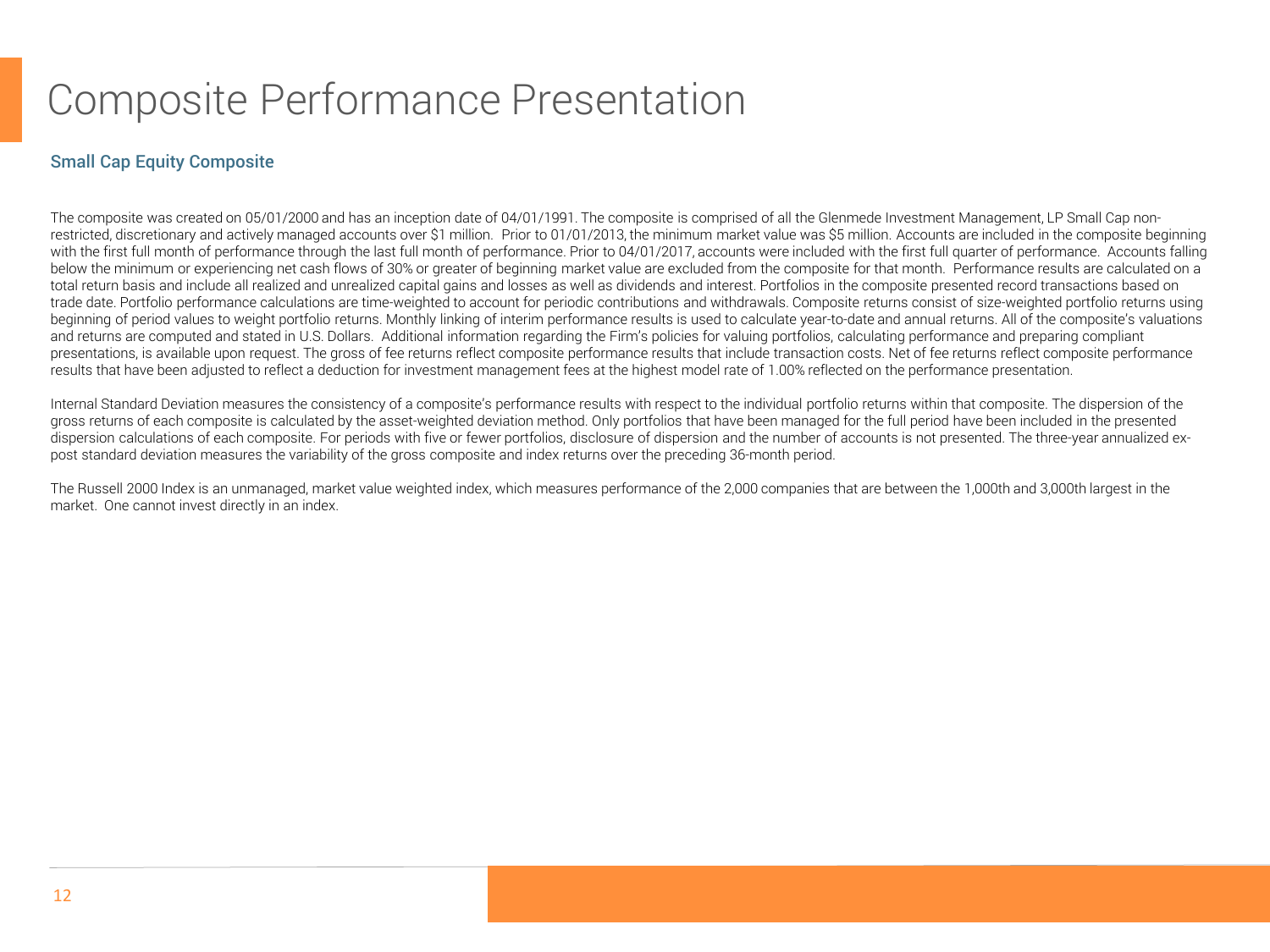# Composite Performance Presentation

## Small Cap Equity Composite

The composite was created on 05/01/2000 and has an inception date of 04/01/1991. The composite is comprised of all the Glenmede Investment Management, LP Small Cap non-restricted, discretionary and actively managed accounts over $1 million. Prior to 01/01/2013, the minimum market value was $5 million. Accounts are included in the composite beginning with the first full month of performance through the last full month of performance. Prior to 04/01/2017, accounts were included with the first full quarter of performance. Accounts falling below the minimum or experiencing net cash flows of 30% or greater of beginning market value are excluded from the composite for that month. Performance results are calculated on a total return basis and include all realized and unrealized capital gains and losses as well as dividends and interest. Portfolios in the composite presented record transactions based on trade date. Portfolio performance calculations are time-weighted to account for periodic contributions and withdrawals. Composite returns consist of size-weighted portfolio returns using beginning of period values to weight portfolio returns. Monthly linking of interim performance results is used to calculate year-to-date and annual returns. All of the composite's valuations and returns are computed and stated in U.S. Dollars. Additional information regarding the Firm's policies for valuing portfolios, calculating performance and preparing compliant presentations, is available upon request. The gross of fee returns reflect composite performance results that include transaction costs. Net of fee returns reflect composite performance results that have been adjusted to reflect a deduction for investment management fees at the highest model rate of 1.00% reflected on the performance presentation.

Internal Standard Deviation measures the consistency of a composite's performance results with respect to the individual portfolio returns within that composite. The dispersion of the gross returns of each composite is calculated by the asset-weighted deviation method. Only portfolios that have been managed for the full period have been included in the presented dispersion calculations of each composite. For periods with five or fewer portfolios, disclosure of dispersion and the number of accounts is not presented. The three-year annualized ex-post standard deviation measures the variability of the gross composite and index returns over the preceding 36-month period.

The Russell 2000 Index is an unmanaged, market value weighted index, which measures performance of the 2,000 companies that are between the 1,000th and 3,000th largest in the market. One cannot invest directly in an index.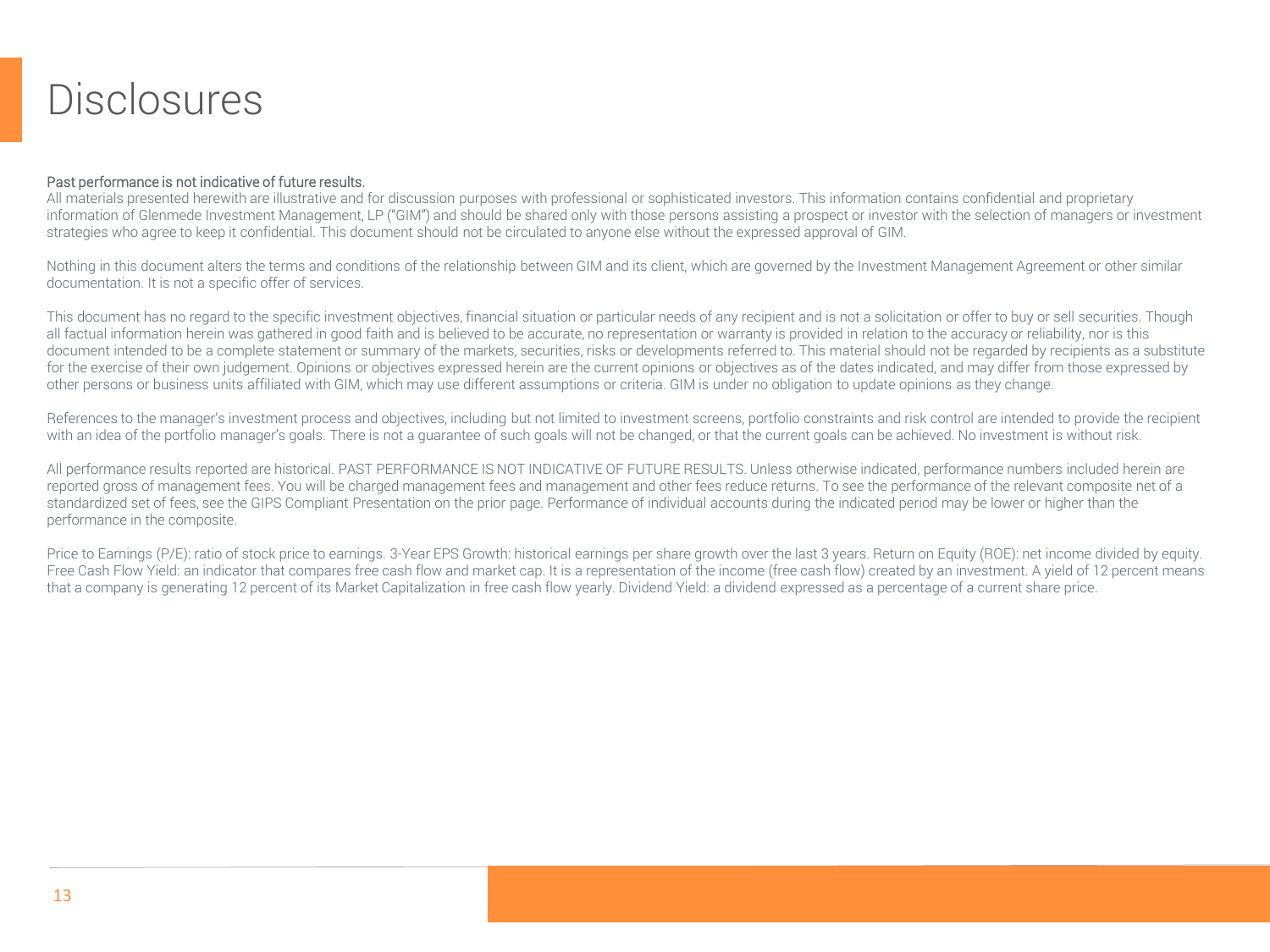# Disclosures

Past performance is not indicative of future results.

All materials presented herewith are illustrative and for discussion purposes with professional or sophisticated investors. This information contains confidential and proprietary information of Glenmede Investment Management, LP ("GIM") and should be shared only with those persons assisting a prospect or investor with the selection of managers or investment strategies who agree to keep it confidential. This document should not be circulated to anyone else without the expressed approval of GIM.

Nothing in this document alters the terms and conditions of the relationship between GIM and its client, which are governed by the Investment Management Agreement or other similar documentation. It is not a specific offer of services.

This document has no regard to the specific investment objectives, financial situation or particular needs of any recipient and is not a solicitation or offer to buy or sell securities. Though all factual information herein was gathered in good faith and is believed to be accurate, no representation or warranty is provided in relation to the accuracy or reliability, nor is this document intended to be a complete statement or summary of the markets, securities, risks or developments referred to. This material should not be regarded by recipients as a substitute for the exercise of their own judgement. Opinions or objectives expressed herein are the current opinions or objectives as of the dates indicated, and may differ from those expressed by other persons or business units affiliated with GIM, which may use different assumptions or criteria. GIM is under no obligation to update opinions as they change.

References to the manager's investment process and objectives, including but not limited to investment screens, portfolio constraints and risk control are intended to provide the recipient with an idea of the portfolio manager's goals. There is not a guarantee of such goals will not be changed, or that the current goals can be achieved. No investment is without risk.

All performance results reported are historical. PAST PERFORMANCE IS NOT INDICATIVE OF FUTURE RESULTS. Unless otherwise indicated, performance numbers included herein are reported gross of management fees. You will be charged management fees and management and other fees reduce returns. To see the performance of the relevant composite net of a standardized set of fees, see the GIPS Compliant Presentation on the prior page. Performance of individual accounts during the indicated period may be lower or higher than the performance in the composite.

Price to Earnings (P/E): ratio of stock price to earnings. 3-Year EPS Growth: historical earnings per share growth over the last 3 years. Return on Equity (ROE): net income divided by equity. Free Cash Flow Yield: an indicator that compares free cash flow and market cap. It is a representation of the income (free cash flow) created by an investment. A yield of 12 percent means that a company is generating 12 percent of its Market Capitalization in free cash flow yearly. Dividend Yield: a dividend expressed as a percentage of a current share price.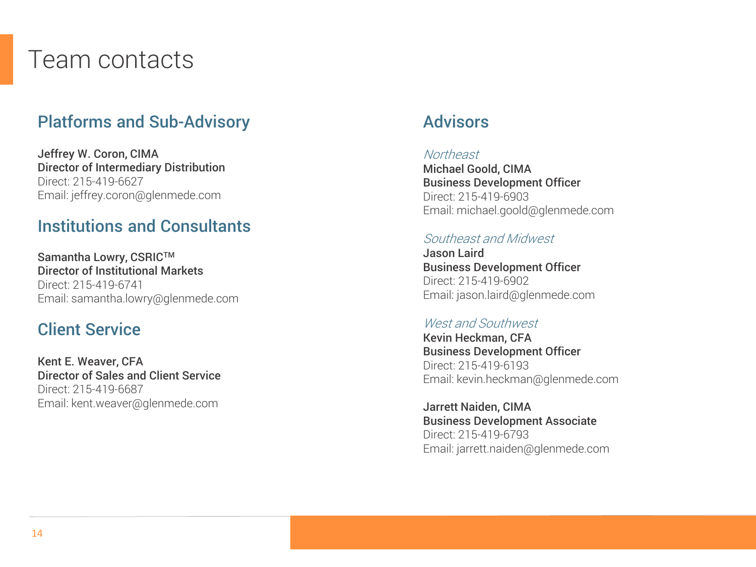# Team contacts

## Platforms and Sub-Advisory

**Jeffrey W. Coron, CIMA**
**Director of Intermediary Distribution**
Direct: 215-419-6627
Email: jeffrey.coron@glenmede.com

## Institutions and Consultants

**Samantha Lowry, CSRIC™**
**Director of Institutional Markets**
Direct: 215-419-6741
Email: samantha.lowry@glenmede.com

## Client Service

**Kent E. Weaver, CFA**
**Director of Sales and Client Service**
Direct: 215-419-6687
Email: kent.weaver@glenmede.com

## Advisors

*Northeast*
**Michael Goold, CIMA**
**Business Development Officer**
Direct: 215-419-6903
Email: michael.goold@glenmede.com

*Southeast and Midwest*
**Jason Laird**
**Business Development Officer**
Direct: 215-419-6902
Email: jason.laird@glenmede.com

*West and Southwest*
**Kevin Heckman, CFA**
**Business Development Officer**
Direct: 215-419-6193
Email: kevin.heckman@glenmede.com

**Jarrett Naiden, CIMA**
**Business Development Associate**
Direct: 215-419-6793
Email: jarrett.naiden@glenmede.com